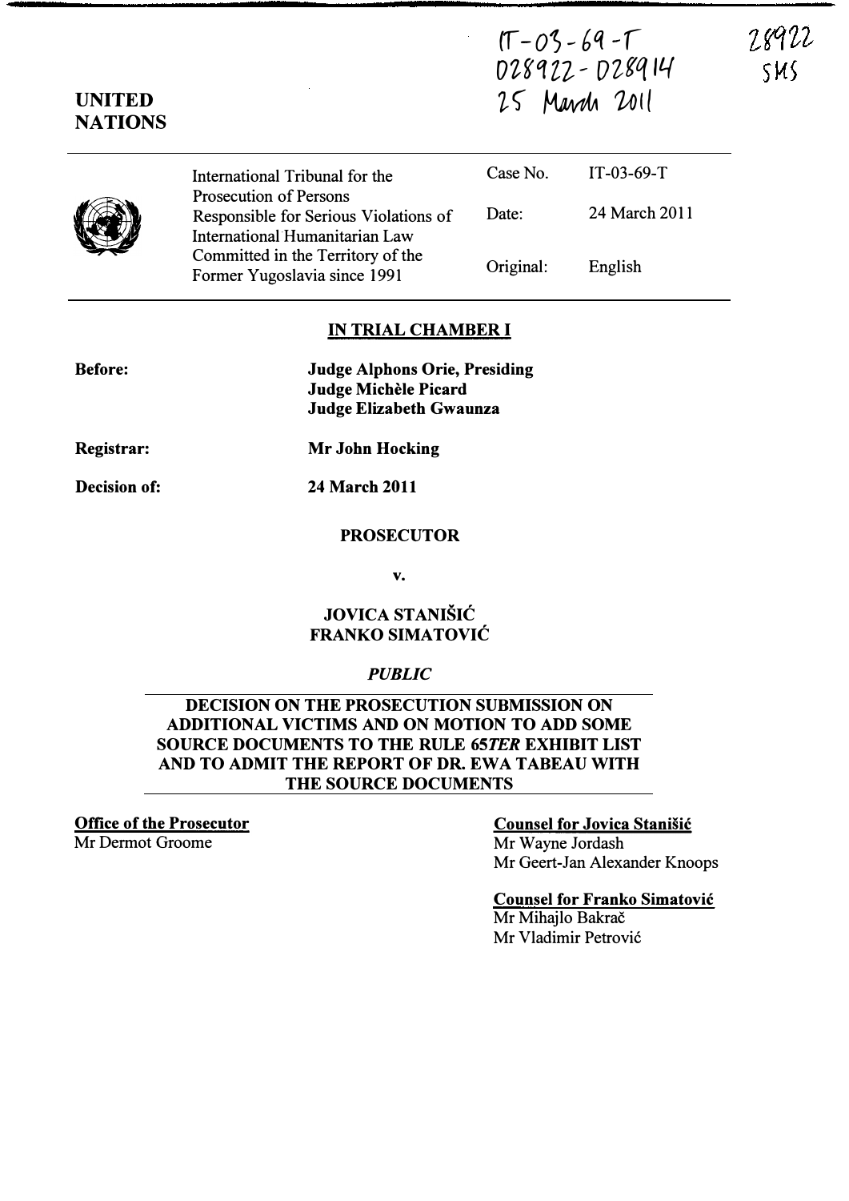IT-03-69-T
028922 - D28914
25 March 2011

28922
SMS

**UNITED NATIONS**

| | | |
|---|---|---|
| International Tribunal for the Prosecution of Persons Responsible for Serious Violations of International Humanitarian Law Committed in the Territory of the Former Yugoslavia since 1991 | Case No. | IT-03-69-T |
| | Date: | 24 March 2011 |
| | Original: | English |

**IN TRIAL CHAMBER I**

**Before:** **Judge Alphons Orie, Presiding**
**Judge Michèle Picard**
**Judge Elizabeth Gwaunza**

**Registrar:** **Mr John Hocking**

**Decision of:** **24 March 2011**

**PROSECUTOR**

**v.**

**JOVICA STANIŠIĆ**
**FRANKO SIMATOVIĆ**

*PUBLIC*

**DECISION ON THE PROSECUTION SUBMISSION ON ADDITIONAL VICTIMS AND ON MOTION TO ADD SOME SOURCE DOCUMENTS TO THE RULE 65*TER* EXHIBIT LIST AND TO ADMIT THE REPORT OF DR. EWA TABEAU WITH THE SOURCE DOCUMENTS**

**Office of the Prosecutor**
Mr Dermot Groome

**Counsel for Jovica Stanišić**
Mr Wayne Jordash
Mr Geert-Jan Alexander Knoops

**Counsel for Franko Simatović**
Mr Mihajlo Bakrač
Mr Vladimir Petrović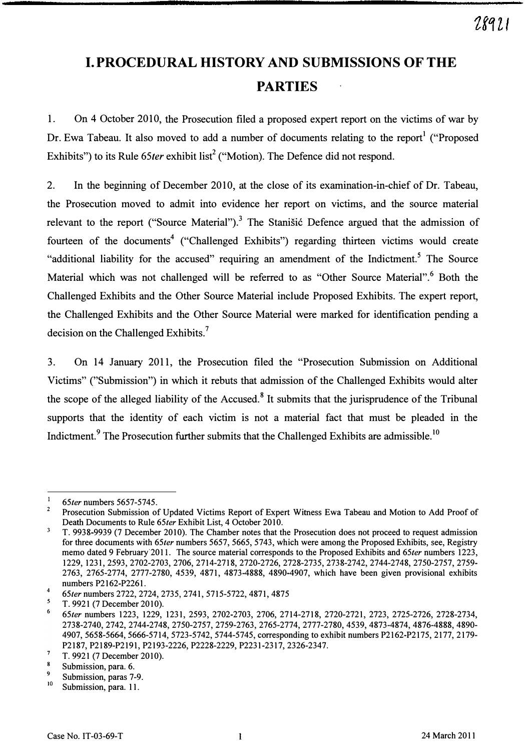# I. PROCEDURAL HISTORY AND SUBMISSIONS OF THE PARTIES

1. On 4 October 2010, the Prosecution filed a proposed expert report on the victims of war by Dr. Ewa Tabeau. It also moved to add a number of documents relating to the report[1] ("Proposed Exhibits") to its Rule 65*ter* exhibit list[2] ("Motion). The Defence did not respond.

2. In the beginning of December 2010, at the close of its examination-in-chief of Dr. Tabeau, the Prosecution moved to admit into evidence her report on victims, and the source material relevant to the report ("Source Material").[3] The Stanišić Defence argued that the admission of fourteen of the documents[4] ("Challenged Exhibits") regarding thirteen victims would create "additional liability for the accused" requiring an amendment of the Indictment.[5] The Source Material which was not challenged will be referred to as "Other Source Material".[6] Both the Challenged Exhibits and the Other Source Material include Proposed Exhibits. The expert report, the Challenged Exhibits and the Other Source Material were marked for identification pending a decision on the Challenged Exhibits.[7]

3. On 14 January 2011, the Prosecution filed the "Prosecution Submission on Additional Victims" ("Submission") in which it rebuts that admission of the Challenged Exhibits would alter the scope of the alleged liability of the Accused.[8] It submits that the jurisprudence of the Tribunal supports that the identity of each victim is not a material fact that must be pleaded in the Indictment.[9] The Prosecution further submits that the Challenged Exhibits are admissible.[10]

---

[1] 65*ter* numbers 5657-5745.

[2] Prosecution Submission of Updated Victims Report of Expert Witness Ewa Tabeau and Motion to Add Proof of Death Documents to Rule 65*ter* Exhibit List, 4 October 2010.

[3] T. 9938-9939 (7 December 2010). The Chamber notes that the Prosecution does not proceed to request admission for three documents with 65*ter* numbers 5657, 5665, 5743, which were among the Proposed Exhibits, see, Registry memo dated 9 February 2011. The source material corresponds to the Proposed Exhibits and 65*ter* numbers 1223, 1229, 1231, 2593, 2702-2703, 2706, 2714-2718, 2720-2726, 2728-2735, 2738-2742, 2744-2748, 2750-2757, 2759-2763, 2765-2774, 2777-2780, 4539, 4871, 4873-4888, 4890-4907, which have been given provisional exhibits numbers P2162-P2261.

[4] 65*ter* numbers 2722, 2724, 2735, 2741, 5715-5722, 4871, 4875

[5] T. 9921 (7 December 2010).

[6] 65*ter* numbers 1223, 1229, 1231, 2593, 2702-2703, 2706, 2714-2718, 2720-2721, 2723, 2725-2726, 2728-2734, 2738-2740, 2742, 2744-2748, 2750-2757, 2759-2763, 2765-2774, 2777-2780, 4539, 4873-4874, 4876-4888, 4890-4907, 5658-5664, 5666-5714, 5723-5742, 5744-5745, corresponding to exhibit numbers P2162-P2175, 2177, 2179-P2187, P2189-P2191, P2193-2226, P2228-2229, P2231-2317, 2326-2347.

[7] T. 9921 (7 December 2010).

[8] Submission, para. 6.

[9] Submission, paras 7-9.

[10] Submission, para. 11.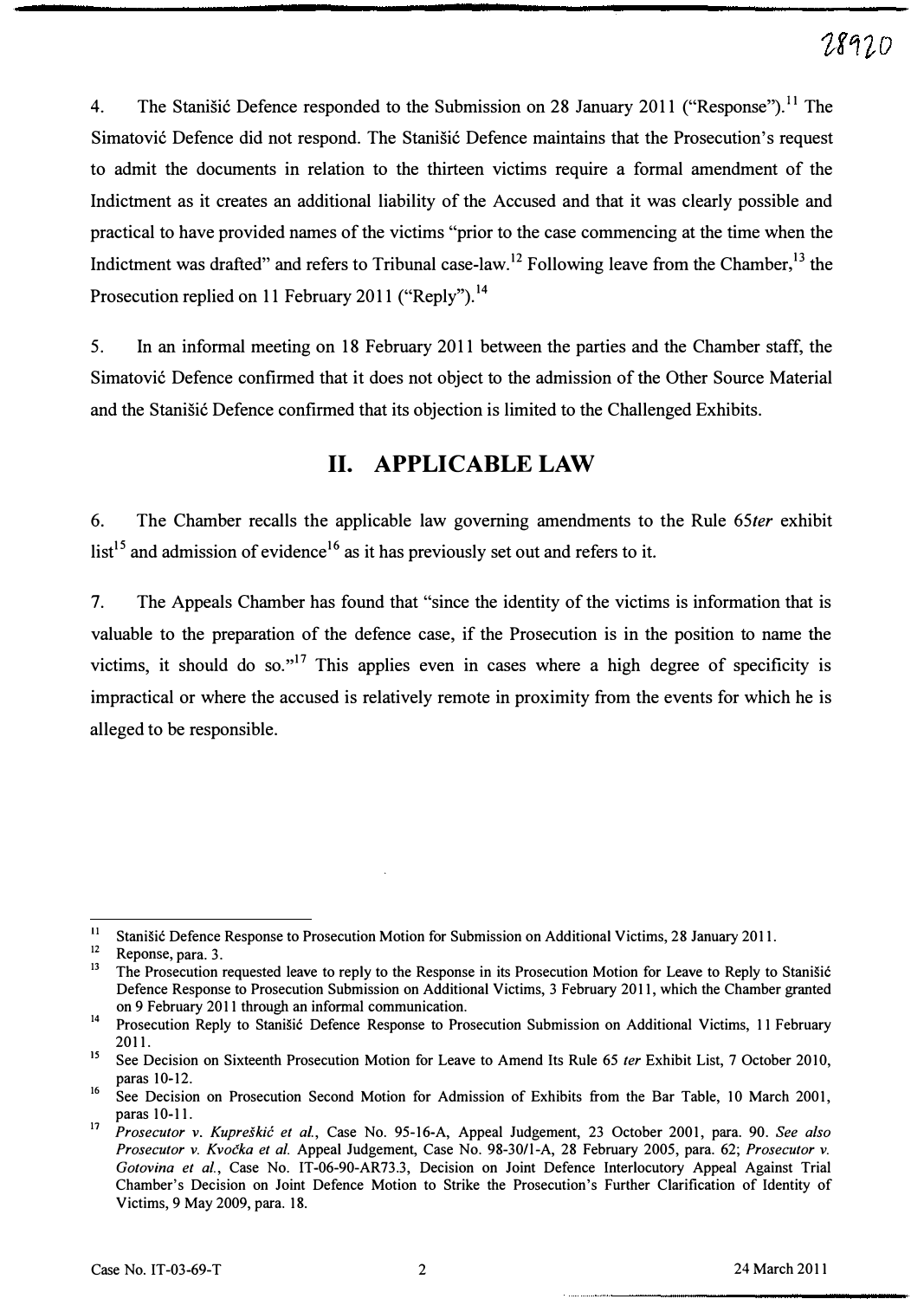4. The Stanišić Defence responded to the Submission on 28 January 2011 ("Response").[11] The Simatović Defence did not respond. The Stanišić Defence maintains that the Prosecution's request to admit the documents in relation to the thirteen victims require a formal amendment of the Indictment as it creates an additional liability of the Accused and that it was clearly possible and practical to have provided names of the victims "prior to the case commencing at the time when the Indictment was drafted" and refers to Tribunal case-law.[12] Following leave from the Chamber,[13] the Prosecution replied on 11 February 2011 ("Reply").[14]

5. In an informal meeting on 18 February 2011 between the parties and the Chamber staff, the Simatović Defence confirmed that it does not object to the admission of the Other Source Material and the Stanišić Defence confirmed that its objection is limited to the Challenged Exhibits.

## II. APPLICABLE LAW

6. The Chamber recalls the applicable law governing amendments to the Rule 65*ter* exhibit list[15] and admission of evidence[16] as it has previously set out and refers to it.

7. The Appeals Chamber has found that "since the identity of the victims is information that is valuable to the preparation of the defence case, if the Prosecution is in the position to name the victims, it should do so."[17] This applies even in cases where a high degree of specificity is impractical or where the accused is relatively remote in proximity from the events for which he is alleged to be responsible.

---

[11] Stanišić Defence Response to Prosecution Motion for Submission on Additional Victims, 28 January 2011.

[12] Reponse, para. 3.

[13] The Prosecution requested leave to reply to the Response in its Prosecution Motion for Leave to Reply to Stanišić Defence Response to Prosecution Submission on Additional Victims, 3 February 2011, which the Chamber granted on 9 February 2011 through an informal communication.

[14] Prosecution Reply to Stanišić Defence Response to Prosecution Submission on Additional Victims, 11 February 2011.

[15] See Decision on Sixteenth Prosecution Motion for Leave to Amend Its Rule 65 *ter* Exhibit List, 7 October 2010, paras 10-12.

[16] See Decision on Prosecution Second Motion for Admission of Exhibits from the Bar Table, 10 March 2001, paras 10-11.

[17] *Prosecutor v. Kupreškić et al.*, Case No. 95-16-A, Appeal Judgement, 23 October 2001, para. 90. *See also Prosecutor v. Kvočka et al.* Appeal Judgement, Case No. 98-30/1-A, 28 February 2005, para. 62; *Prosecutor v. Gotovina et al.*, Case No. IT-06-90-AR73.3, Decision on Joint Defence Interlocutory Appeal Against Trial Chamber's Decision on Joint Defence Motion to Strike the Prosecution's Further Clarification of Identity of Victims, 9 May 2009, para. 18.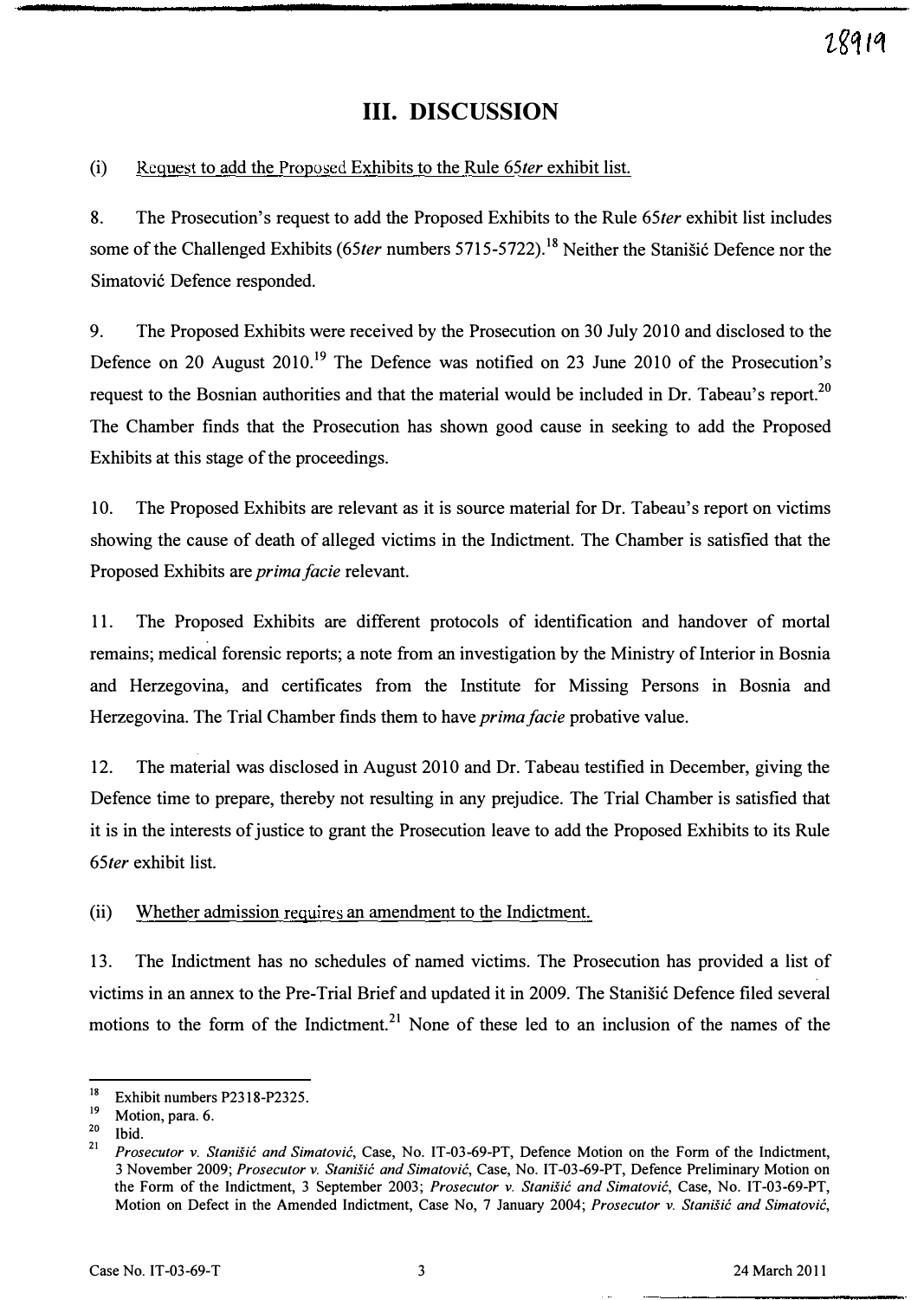# III. DISCUSSION

(i) Request to add the Proposed Exhibits to the Rule 65*ter* exhibit list.

8. The Prosecution's request to add the Proposed Exhibits to the Rule 65*ter* exhibit list includes some of the Challenged Exhibits (65*ter* numbers 5715-5722).[18] Neither the Stanišić Defence nor the Simatović Defence responded.

9. The Proposed Exhibits were received by the Prosecution on 30 July 2010 and disclosed to the Defence on 20 August 2010.[19] The Defence was notified on 23 June 2010 of the Prosecution's request to the Bosnian authorities and that the material would be included in Dr. Tabeau's report.[20] The Chamber finds that the Prosecution has shown good cause in seeking to add the Proposed Exhibits at this stage of the proceedings.

10. The Proposed Exhibits are relevant as it is source material for Dr. Tabeau's report on victims showing the cause of death of alleged victims in the Indictment. The Chamber is satisfied that the Proposed Exhibits are *prima facie* relevant.

11. The Proposed Exhibits are different protocols of identification and handover of mortal remains; medical forensic reports; a note from an investigation by the Ministry of Interior in Bosnia and Herzegovina, and certificates from the Institute for Missing Persons in Bosnia and Herzegovina. The Trial Chamber finds them to have *prima facie* probative value.

12. The material was disclosed in August 2010 and Dr. Tabeau testified in December, giving the Defence time to prepare, thereby not resulting in any prejudice. The Trial Chamber is satisfied that it is in the interests of justice to grant the Prosecution leave to add the Proposed Exhibits to its Rule 65*ter* exhibit list.

(ii) Whether admission requires an amendment to the Indictment.

13. The Indictment has no schedules of named victims. The Prosecution has provided a list of victims in an annex to the Pre-Trial Brief and updated it in 2009. The Stanišić Defence filed several motions to the form of the Indictment.[21] None of these led to an inclusion of the names of the

---

[18] Exhibit numbers P2318-P2325.

[19] Motion, para. 6.

[20] Ibid.

[21] *Prosecutor v. Stanišić and Simatović*, Case, No. IT-03-69-PT, Defence Motion on the Form of the Indictment, 3 November 2009; *Prosecutor v. Stanišić and Simatović*, Case, No. IT-03-69-PT, Defence Preliminary Motion on the Form of the Indictment, 3 September 2003; *Prosecutor v. Stanišić and Simatović*, Case, No. IT-03-69-PT, Motion on Defect in the Amended Indictment, Case No, 7 January 2004; *Prosecutor v. Stanišić and Simatović*,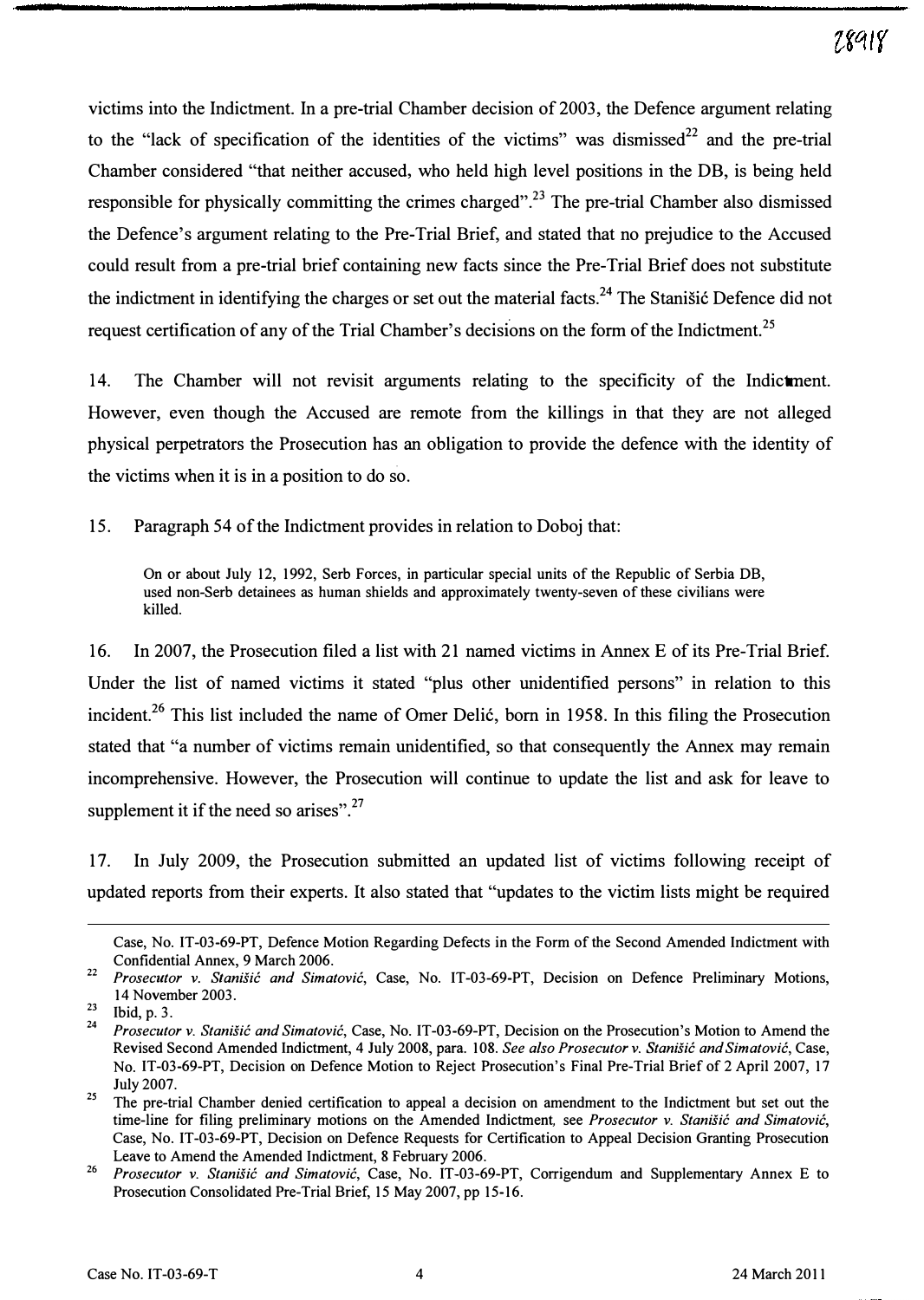victims into the Indictment. In a pre-trial Chamber decision of 2003, the Defence argument relating to the "lack of specification of the identities of the victims" was dismissed[22] and the pre-trial Chamber considered "that neither accused, who held high level positions in the DB, is being held responsible for physically committing the crimes charged".[23] The pre-trial Chamber also dismissed the Defence's argument relating to the Pre-Trial Brief, and stated that no prejudice to the Accused could result from a pre-trial brief containing new facts since the Pre-Trial Brief does not substitute the indictment in identifying the charges or set out the material facts.[24] The Stanišić Defence did not request certification of any of the Trial Chamber's decisions on the form of the Indictment.[25]

14. The Chamber will not revisit arguments relating to the specificity of the Indictment. However, even though the Accused are remote from the killings in that they are not alleged physical perpetrators the Prosecution has an obligation to provide the defence with the identity of the victims when it is in a position to do so.

15. Paragraph 54 of the Indictment provides in relation to Doboj that:

> On or about July 12, 1992, Serb Forces, in particular special units of the Republic of Serbia DB, used non-Serb detainees as human shields and approximately twenty-seven of these civilians were killed.

16. In 2007, the Prosecution filed a list with 21 named victims in Annex E of its Pre-Trial Brief. Under the list of named victims it stated "plus other unidentified persons" in relation to this incident.[26] This list included the name of Omer Delić, born in 1958. In this filing the Prosecution stated that "a number of victims remain unidentified, so that consequently the Annex may remain incomprehensive. However, the Prosecution will continue to update the list and ask for leave to supplement it if the need so arises".[27]

17. In July 2009, the Prosecution submitted an updated list of victims following receipt of updated reports from their experts. It also stated that "updates to the victim lists might be required

---

Case, No. IT-03-69-PT, Defence Motion Regarding Defects in the Form of the Second Amended Indictment with Confidential Annex, 9 March 2006.

[22] *Prosecutor v. Stanišić and Simatović*, Case, No. IT-03-69-PT, Decision on Defence Preliminary Motions, 14 November 2003.

[23] Ibid, p. 3.

[24] *Prosecutor v. Stanišić and Simatović*, Case, No. IT-03-69-PT, Decision on the Prosecution's Motion to Amend the Revised Second Amended Indictment, 4 July 2008, para. 108. *See also Prosecutor v. Stanišić and Simatović*, Case, No. IT-03-69-PT, Decision on Defence Motion to Reject Prosecution's Final Pre-Trial Brief of 2 April 2007, 17 July 2007.

[25] The pre-trial Chamber denied certification to appeal a decision on amendment to the Indictment but set out the time-line for filing preliminary motions on the Amended Indictment, see *Prosecutor v. Stanišić and Simatović*, Case, No. IT-03-69-PT, Decision on Defence Requests for Certification to Appeal Decision Granting Prosecution Leave to Amend the Amended Indictment, 8 February 2006.

[26] *Prosecutor v. Stanišić and Simatović*, Case, No. IT-03-69-PT, Corrigendum and Supplementary Annex E to Prosecution Consolidated Pre-Trial Brief, 15 May 2007, pp 15-16.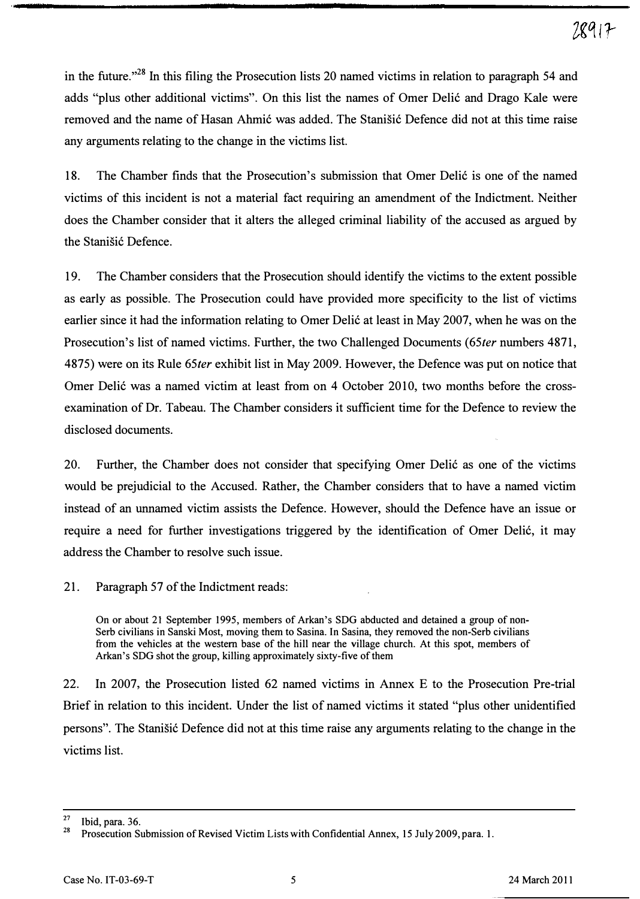in the future."[28] In this filing the Prosecution lists 20 named victims in relation to paragraph 54 and adds "plus other additional victims". On this list the names of Omer Delić and Drago Kale were removed and the name of Hasan Ahmić was added. The Stanišić Defence did not at this time raise any arguments relating to the change in the victims list.

18. The Chamber finds that the Prosecution's submission that Omer Delić is one of the named victims of this incident is not a material fact requiring an amendment of the Indictment. Neither does the Chamber consider that it alters the alleged criminal liability of the accused as argued by the Stanišić Defence.

19. The Chamber considers that the Prosecution should identify the victims to the extent possible as early as possible. The Prosecution could have provided more specificity to the list of victims earlier since it had the information relating to Omer Delić at least in May 2007, when he was on the Prosecution's list of named victims. Further, the two Challenged Documents (*65ter* numbers 4871, 4875) were on its Rule *65ter* exhibit list in May 2009. However, the Defence was put on notice that Omer Delić was a named victim at least from on 4 October 2010, two months before the cross-examination of Dr. Tabeau. The Chamber considers it sufficient time for the Defence to review the disclosed documents.

20. Further, the Chamber does not consider that specifying Omer Delić as one of the victims would be prejudicial to the Accused. Rather, the Chamber considers that to have a named victim instead of an unnamed victim assists the Defence. However, should the Defence have an issue or require a need for further investigations triggered by the identification of Omer Delić, it may address the Chamber to resolve such issue.

21. Paragraph 57 of the Indictment reads:

> On or about 21 September 1995, members of Arkan's SDG abducted and detained a group of non-Serb civilians in Sanski Most, moving them to Sasina. In Sasina, they removed the non-Serb civilians from the vehicles at the western base of the hill near the village church. At this spot, members of Arkan's SDG shot the group, killing approximately sixty-five of them

22. In 2007, the Prosecution listed 62 named victims in Annex E to the Prosecution Pre-trial Brief in relation to this incident. Under the list of named victims it stated "plus other unidentified persons". The Stanišić Defence did not at this time raise any arguments relating to the change in the victims list.

---

[27] Ibid, para. 36.

[28] Prosecution Submission of Revised Victim Lists with Confidential Annex, 15 July 2009, para. 1.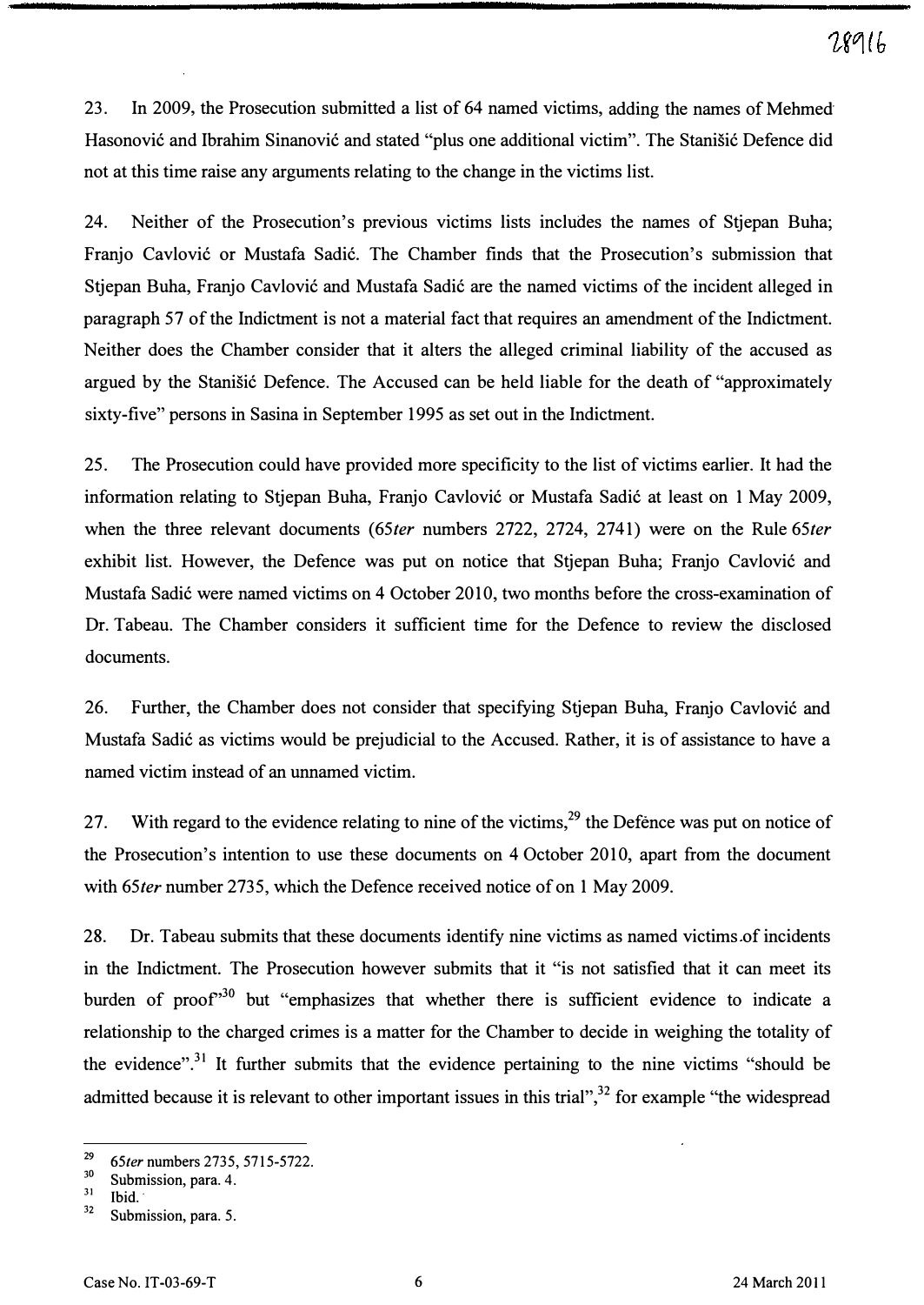23. In 2009, the Prosecution submitted a list of 64 named victims, adding the names of Mehmed Hasonović and Ibrahim Sinanović and stated "plus one additional victim". The Stanišić Defence did not at this time raise any arguments relating to the change in the victims list.

24. Neither of the Prosecution's previous victims lists includes the names of Stjepan Buha; Franjo Cavlović or Mustafa Sadić. The Chamber finds that the Prosecution's submission that Stjepan Buha, Franjo Cavlović and Mustafa Sadić are the named victims of the incident alleged in paragraph 57 of the Indictment is not a material fact that requires an amendment of the Indictment. Neither does the Chamber consider that it alters the alleged criminal liability of the accused as argued by the Stanišić Defence. The Accused can be held liable for the death of "approximately sixty-five" persons in Sasina in September 1995 as set out in the Indictment.

25. The Prosecution could have provided more specificity to the list of victims earlier. It had the information relating to Stjepan Buha, Franjo Cavlović or Mustafa Sadić at least on 1 May 2009, when the three relevant documents (*65ter* numbers 2722, 2724, 2741) were on the Rule *65ter* exhibit list. However, the Defence was put on notice that Stjepan Buha; Franjo Cavlović and Mustafa Sadić were named victims on 4 October 2010, two months before the cross-examination of Dr. Tabeau. The Chamber considers it sufficient time for the Defence to review the disclosed documents.

26. Further, the Chamber does not consider that specifying Stjepan Buha, Franjo Cavlović and Mustafa Sadić as victims would be prejudicial to the Accused. Rather, it is of assistance to have a named victim instead of an unnamed victim.

27. With regard to the evidence relating to nine of the victims,[29] the Defence was put on notice of the Prosecution's intention to use these documents on 4 October 2010, apart from the document with *65ter* number 2735, which the Defence received notice of on 1 May 2009.

28. Dr. Tabeau submits that these documents identify nine victims as named victims of incidents in the Indictment. The Prosecution however submits that it "is not satisfied that it can meet its burden of proof"[30] but "emphasizes that whether there is sufficient evidence to indicate a relationship to the charged crimes is a matter for the Chamber to decide in weighing the totality of the evidence".[31] It further submits that the evidence pertaining to the nine victims "should be admitted because it is relevant to other important issues in this trial",[32] for example "the widespread

---

[29] *65ter* numbers 2735, 5715-5722.
[30] Submission, para. 4.
[31] Ibid.
[32] Submission, para. 5.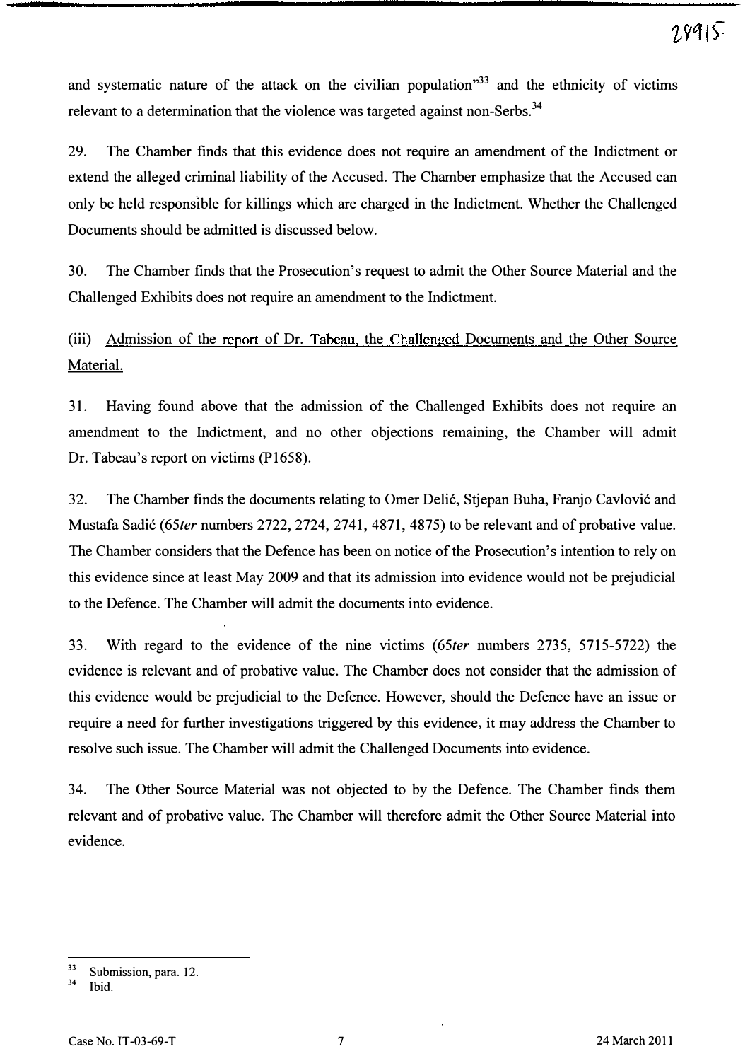and systematic nature of the attack on the civilian population"[33] and the ethnicity of victims relevant to a determination that the violence was targeted against non-Serbs.[34]

29. The Chamber finds that this evidence does not require an amendment of the Indictment or extend the alleged criminal liability of the Accused. The Chamber emphasize that the Accused can only be held responsible for killings which are charged in the Indictment. Whether the Challenged Documents should be admitted is discussed below.

30. The Chamber finds that the Prosecution's request to admit the Other Source Material and the Challenged Exhibits does not require an amendment to the Indictment.

(iii) Admission of the report of Dr. Tabeau, the Challenged Documents and the Other Source Material.

31. Having found above that the admission of the Challenged Exhibits does not require an amendment to the Indictment, and no other objections remaining, the Chamber will admit Dr. Tabeau's report on victims (P1658).

32. The Chamber finds the documents relating to Omer Delić, Stjepan Buha, Franjo Cavlović and Mustafa Sadić (*65ter* numbers 2722, 2724, 2741, 4871, 4875) to be relevant and of probative value. The Chamber considers that the Defence has been on notice of the Prosecution's intention to rely on this evidence since at least May 2009 and that its admission into evidence would not be prejudicial to the Defence. The Chamber will admit the documents into evidence.

33. With regard to the evidence of the nine victims (*65ter* numbers 2735, 5715-5722) the evidence is relevant and of probative value. The Chamber does not consider that the admission of this evidence would be prejudicial to the Defence. However, should the Defence have an issue or require a need for further investigations triggered by this evidence, it may address the Chamber to resolve such issue. The Chamber will admit the Challenged Documents into evidence.

34. The Other Source Material was not objected to by the Defence. The Chamber finds them relevant and of probative value. The Chamber will therefore admit the Other Source Material into evidence.

---

[33] Submission, para. 12.

[34] Ibid.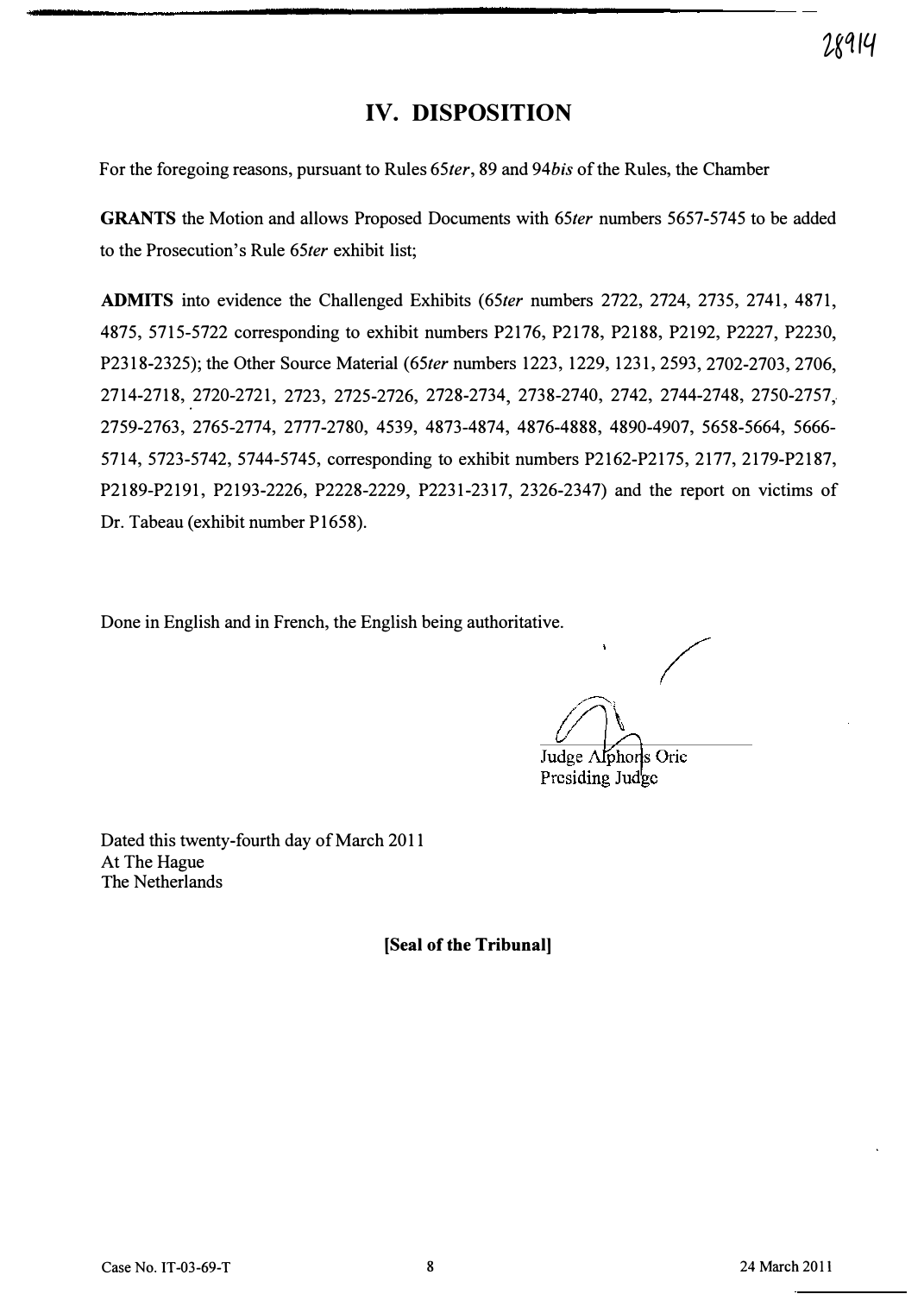# IV. DISPOSITION

For the foregoing reasons, pursuant to Rules 65*ter*, 89 and 94*bis* of the Rules, the Chamber

**GRANTS** the Motion and allows Proposed Documents with 65*ter* numbers 5657-5745 to be added to the Prosecution's Rule 65*ter* exhibit list;

**ADMITS** into evidence the Challenged Exhibits (65*ter* numbers 2722, 2724, 2735, 2741, 4871, 4875, 5715-5722 corresponding to exhibit numbers P2176, P2178, P2188, P2192, P2227, P2230, P2318-2325); the Other Source Material (65*ter* numbers 1223, 1229, 1231, 2593, 2702-2703, 2706, 2714-2718, 2720-2721, 2723, 2725-2726, 2728-2734, 2738-2740, 2742, 2744-2748, 2750-2757, 2759-2763, 2765-2774, 2777-2780, 4539, 4873-4874, 4876-4888, 4890-4907, 5658-5664, 5666-5714, 5723-5742, 5744-5745, corresponding to exhibit numbers P2162-P2175, 2177, 2179-P2187, P2189-P2191, P2193-2226, P2228-2229, P2231-2317, 2326-2347) and the report on victims of Dr. Tabeau (exhibit number P1658).

Done in English and in French, the English being authoritative.

Judge Alphons Orie
Presiding Judge

Dated this twenty-fourth day of March 2011
At The Hague
The Netherlands

**[Seal of the Tribunal]**